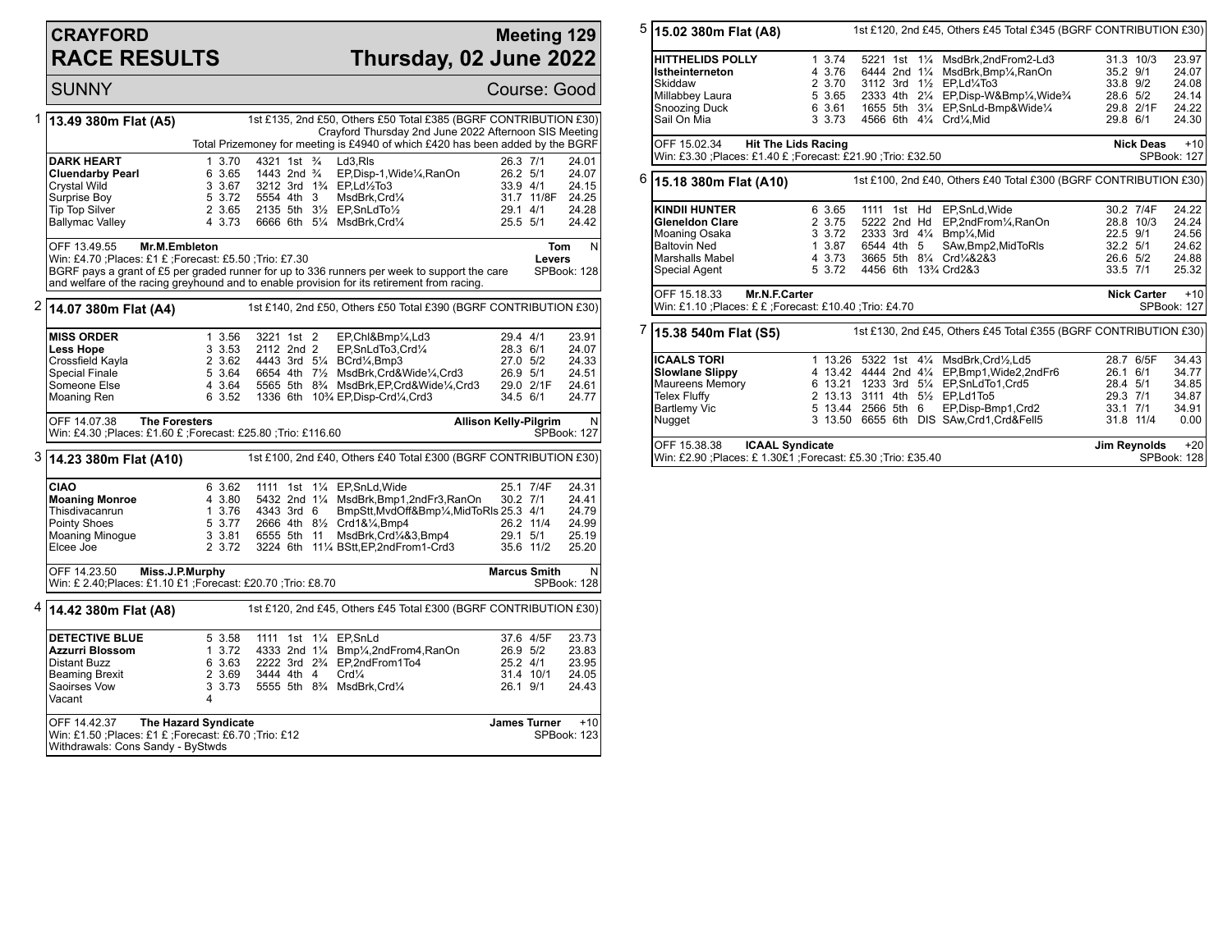# CRAYFORD RACE RESULTS

## Meeting 129 Thursday, 02 June 2022

SUNNY — Course: Good

### 1 — 13.49 380m Flat (A5)

1st £135, 2nd £50, Others £50 Total £385 (BGRF CONTRIBUTION £30)
Crayford Thursday 2nd June 2022 Afternoon SIS Meeting
Total Prizemoney for meeting is £4940 of which £420 has been added by the BGRF

| Greyhound | Trap | Sec | Bends | Pos | Dist | Remarks | Wt | SP | Time |
|---|---|---|---|---|---|---|---|---|---|
| **DARK HEART** | 1 | 3.70 | 4321 | 1st | ¾ | Ld3,Rls | 26.3 | 7/1 | 24.01 |
| **Cluendarby Pearl** | 6 | 3.65 | 1443 | 2nd | ¾ | EP,Disp-1,Wide¼,RanOn | 26.2 | 5/1 | 24.07 |
| Crystal Wild | 3 | 3.67 | 3212 | 3rd | 1¾ | EP,Ld½To3 | 33.9 | 4/1 | 24.15 |
| Surprise Boy | 5 | 3.72 | 5554 | 4th | 3 | MsdBrk,Crd¼ | 31.7 | 11/8F | 24.25 |
| Tip Top Silver | 2 | 3.65 | 2135 | 5th | 3½ | EP,SnLdTo½ | 29.1 | 4/1 | 24.28 |
| Ballymac Valley | 4 | 3.73 | 6666 | 6th | 5¼ | MsdBrk,Crd¼ | 25.5 | 5/1 | 24.42 |

OFF 13.49.55 **Mr.M.Embleton** — **Tom Levers** N
Win: £4.70 ;Places: £1 £ ;Forecast: £5.50 ;Trio: £7.30 — SPBook: 128
BGRF pays a grant of £5 per graded runner for up to 336 runners per week to support the care and welfare of the racing greyhound and to enable provision for its retirement from racing.

### 2 — 14.07 380m Flat (A4)

1st £140, 2nd £50, Others £50 Total £390 (BGRF CONTRIBUTION £30)

| Greyhound | Trap | Sec | Bends | Pos | Dist | Remarks | Wt | SP | Time |
|---|---|---|---|---|---|---|---|---|---|
| **MISS ORDER** | 1 | 3.56 | 3221 | 1st | 2 | EP,Chl&Bmp¼,Ld3 | 29.4 | 4/1 | 23.91 |
| **Less Hope** | 3 | 3.53 | 2112 | 2nd | 2 | EP,SnLdTo3,Crd¼ | 28.3 | 6/1 | 24.07 |
| Crossfield Kayla | 2 | 3.62 | 4443 | 3rd | 5¼ | BCrd¼,Bmp3 | 27.0 | 5/2 | 24.33 |
| Special Finale | 5 | 3.64 | 6654 | 4th | 7½ | MsdBrk,Crd&Wide¼,Crd3 | 26.9 | 5/1 | 24.51 |
| Someone Else | 4 | 3.64 | 5565 | 5th | 8¾ | MsdBrk,EP,Crd&Wide¼,Crd3 | 29.0 | 2/1F | 24.61 |
| Moaning Ren | 6 | 3.52 | 1336 | 6th | 10¾ | EP,Disp-Crd¼,Crd3 | 34.5 | 6/1 | 24.77 |

OFF 14.07.38 **The Foresters** — **Allison Kelly-Pilgrim** N
Win: £4.30 ;Places: £1.60 £ ;Forecast: £25.80 ;Trio: £116.60 — SPBook: 127

### 3 — 14.23 380m Flat (A10)

1st £100, 2nd £40, Others £40 Total £300 (BGRF CONTRIBUTION £30)

| Greyhound | Trap | Sec | Bends | Pos | Dist | Remarks | Wt | SP | Time |
|---|---|---|---|---|---|---|---|---|---|
| **CIAO** | 6 | 3.62 | 1111 | 1st | 1¼ | EP,SnLd,Wide | 25.1 | 7/4F | 24.31 |
| **Moaning Monroe** | 4 | 3.80 | 5432 | 2nd | 1¼ | MsdBrk,Bmp1,2ndFr3,RanOn | 30.2 | 7/1 | 24.41 |
| Thisdivacanrun | 1 | 3.76 | 4343 | 3rd | 6 | BmpStt,MvdOff&Bmp¼,MidToRls | 25.3 | 4/1 | 24.79 |
| Pointy Shoes | 5 | 3.77 | 2666 | 4th | 8½ | Crd1&¼,Bmp4 | 26.2 | 11/4 | 24.99 |
| Moaning Minogue | 3 | 3.81 | 6555 | 5th | 11 | MsdBrk,Crd¼&3,Bmp4 | 29.1 | 5/1 | 25.19 |
| Elcee Joe | 2 | 3.72 | 3224 | 6th | 11¼ | BStt,EP,2ndFrom1-Crd3 | 35.6 | 11/2 | 25.20 |

OFF 14.23.50 **Miss.J.P.Murphy** — **Marcus Smith** N
Win: £ 2.40;Places: £1.10 £1 ;Forecast: £20.70 ;Trio: £8.70 — SPBook: 128

### 4 — 14.42 380m Flat (A8)

1st £120, 2nd £45, Others £45 Total £300 (BGRF CONTRIBUTION £30)

| Greyhound | Trap | Sec | Bends | Pos | Dist | Remarks | Wt | SP | Time |
|---|---|---|---|---|---|---|---|---|---|
| **DETECTIVE BLUE** | 5 | 3.58 | 1111 | 1st | 1¼ | EP,SnLd | 37.6 | 4/5F | 23.73 |
| **Azzurri Blossom** | 1 | 3.72 | 4333 | 2nd | 1¼ | Bmp¼,2ndFrom4,RanOn | 26.9 | 5/2 | 23.83 |
| Distant Buzz | 6 | 3.63 | 2222 | 3rd | 2¾ | EP,2ndFrom1To4 | 25.2 | 4/1 | 23.95 |
| Beaming Brexit | 2 | 3.69 | 3444 | 4th | 4 | Crd¼ | 31.4 | 10/1 | 24.05 |
| Saoirses Vow | 3 | 3.73 | 5555 | 5th | 8¾ | MsdBrk,Crd¼ | 26.1 | 9/1 | 24.43 |
| Vacant | 4 | | | | | | | | |

OFF 14.42.37 **The Hazard Syndicate** — **James Turner** +10
Win: £1.50 ;Places: £1 £ ;Forecast: £6.70 ;Trio: £12 — SPBook: 123
Withdrawals: Cons Sandy - ByStwds

### 5 — 15.02 380m Flat (A8)

1st £120, 2nd £45, Others £45 Total £345 (BGRF CONTRIBUTION £30)

| Greyhound | Trap | Sec | Bends | Pos | Dist | Remarks | Wt | SP | Time |
|---|---|---|---|---|---|---|---|---|---|
| **HITTHELIDS POLLY** | 1 | 3.74 | 5221 | 1st | 1¼ | MsdBrk,2ndFrom2-Ld3 | 31.3 | 10/3 | 23.97 |
| **Istheinterneton** | 4 | 3.76 | 6444 | 2nd | 1¼ | MsdBrk,Bmp¼,RanOn | 35.2 | 9/1 | 24.07 |
| Skiddaw | 2 | 3.70 | 3112 | 3rd | 1½ | EP,Ld¼To3 | 33.8 | 9/2 | 24.08 |
| Millabbey Laura | 5 | 3.65 | 2333 | 4th | 2¼ | EP,Disp-W&Bmp¼,Wide¾ | 28.6 | 5/2 | 24.14 |
| Snoozing Duck | 6 | 3.61 | 1655 | 5th | 3¼ | EP,SnLd-Bmp&Wide¼ | 29.8 | 2/1F | 24.22 |
| Sail On Mia | 3 | 3.73 | 4566 | 6th | 4¼ | Crd¼,Mid | 29.8 | 6/1 | 24.30 |

OFF 15.02.34 **Hit The Lids Racing** — **Nick Deas** +10
Win: £3.30 ;Places: £1.40 £ ;Forecast: £21.90 ;Trio: £32.50 — SPBook: 127

### 6 — 15.18 380m Flat (A10)

1st £100, 2nd £40, Others £40 Total £300 (BGRF CONTRIBUTION £30)

| Greyhound | Trap | Sec | Bends | Pos | Dist | Remarks | Wt | SP | Time |
|---|---|---|---|---|---|---|---|---|---|
| **KINDII HUNTER** | 6 | 3.65 | 1111 | 1st | Hd | EP,SnLd,Wide | 30.2 | 7/4F | 24.22 |
| **Gleneldon Clare** | 2 | 3.75 | 5222 | 2nd | Hd | EP,2ndFrom¼,RanOn | 28.8 | 10/3 | 24.24 |
| Moaning Osaka | 3 | 3.72 | 2333 | 3rd | 4¼ | Bmp¼,Mid | 22.5 | 9/1 | 24.56 |
| Baltovin Ned | 1 | 3.87 | 6544 | 4th | 5 | SAw,Bmp2,MidToRls | 32.2 | 5/1 | 24.62 |
| Marshalls Mabel | 4 | 3.73 | 3665 | 5th | 8¼ | Crd¼&2&3 | 26.6 | 5/2 | 24.88 |
| Special Agent | 5 | 3.72 | 4456 | 6th | 13¾ | Crd2&3 | 33.5 | 7/1 | 25.32 |

OFF 15.18.33 **Mr.N.F.Carter** — **Nick Carter** +10
Win: £1.10 ;Places: £ £ ;Forecast: £10.40 ;Trio: £4.70 — SPBook: 127

### 7 — 15.38 540m Flat (S5)

1st £130, 2nd £45, Others £45 Total £355 (BGRF CONTRIBUTION £30)

| Greyhound | Trap | Sec | Bends | Pos | Dist | Remarks | Wt | SP | Time |
|---|---|---|---|---|---|---|---|---|---|
| **ICAALS TORI** | 1 | 13.26 | 5322 | 1st | 4¼ | MsdBrk,Crd½,Ld5 | 28.7 | 6/5F | 34.43 |
| **Slowlane Slippy** | 4 | 13.42 | 4444 | 2nd | 4¼ | EP,Bmp1,Wide2,2ndFr6 | 26.1 | 6/1 | 34.77 |
| Maureens Memory | 6 | 13.21 | 1233 | 3rd | 5¼ | EP,SnLdTo1,Crd5 | 28.4 | 5/1 | 34.85 |
| Telex Fluffy | 2 | 13.13 | 3111 | 4th | 5½ | EP,Ld1To5 | 29.3 | 7/1 | 34.87 |
| Bartlemy Vic | 5 | 13.44 | 2566 | 5th | 6 | EP,Disp-Bmp1,Crd2 | 33.1 | 7/1 | 34.91 |
| Nugget | 3 | 13.50 | 6655 | 6th | DIS | SAw,Crd1,Crd&Fell5 | 31.8 | 11/4 | 0.00 |

OFF 15.38.38 **ICAAL Syndicate** — **Jim Reynolds** +20
Win: £2.90 ;Places: £ 1.30£1 ;Forecast: £5.30 ;Trio: £35.40 — SPBook: 128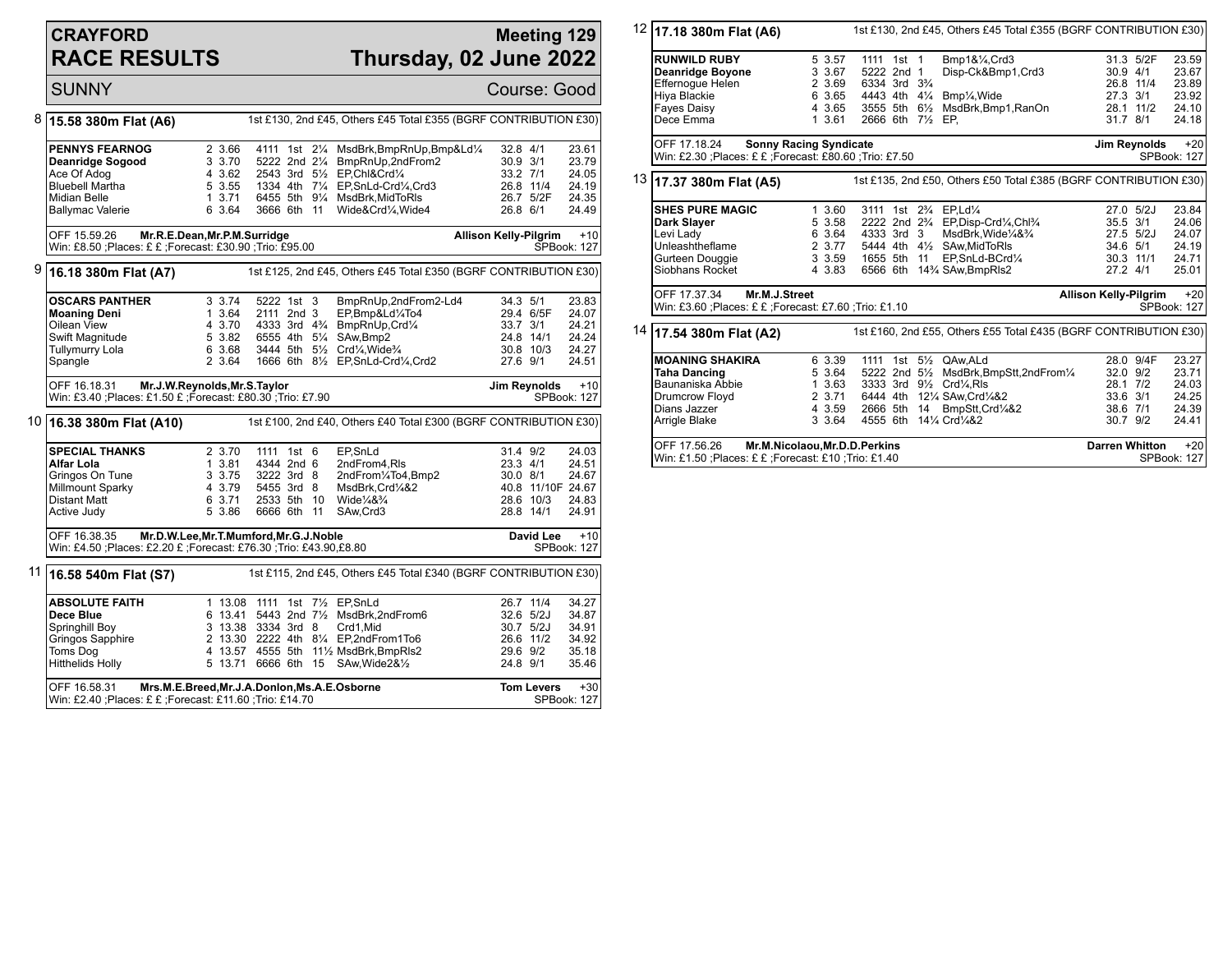# CRAYFORD RACE RESULTS

## Meeting 129 Thursday, 02 June 2022

SUNNY — Course: Good

### 8 15.58 380m Flat (A6)

1st £130, 2nd £45, Others £45 Total £355 (BGRF CONTRIBUTION £30)

| | | | | | | | | | |
|---|---|---|---|---|---|---|---|---|---|
| **PENNYS FEARNOG** | 2 | 3.66 | 4111 | 1st | 2¼ | MsdBrk,BmpRnUp,Bmp&Ld¼ | 32.8 | 4/1 | 23.61 |
| **Deanridge Sogood** | 3 | 3.70 | 5222 | 2nd | 2¼ | BmpRnUp,2ndFrom2 | 30.9 | 3/1 | 23.79 |
| Ace Of Adog | 4 | 3.62 | 2543 | 3rd | 5½ | EP,Chl&Crd¼ | 33.2 | 7/1 | 24.05 |
| Bluebell Martha | 5 | 3.55 | 1334 | 4th | 7¼ | EP,SnLd-Crd¼,Crd3 | 26.8 | 11/4 | 24.19 |
| Midian Belle | 1 | 3.71 | 6455 | 5th | 9¼ | MsdBrk,MidToRls | 26.7 | 5/2F | 24.35 |
| Ballymac Valerie | 6 | 3.64 | 3666 | 6th | 11 | Wide&Crd¼,Wide4 | 26.8 | 6/1 | 24.49 |

OFF 15.59.26 **Mr.R.E.Dean,Mr.P.M.Surridge** — **Allison Kelly-Pilgrim** +10
Win: £8.50 ;Places: £ £ ;Forecast: £30.90 ;Trio: £95.00 — SPBook: 127

### 9 16.18 380m Flat (A7)

1st £125, 2nd £45, Others £45 Total £350 (BGRF CONTRIBUTION £30)

| | | | | | | | | | |
|---|---|---|---|---|---|---|---|---|---|
| **OSCARS PANTHER** | 3 | 3.74 | 5222 | 1st | 3 | BmpRnUp,2ndFrom2-Ld4 | 34.3 | 5/1 | 23.83 |
| **Moaning Deni** | 1 | 3.64 | 2111 | 2nd | 3 | EP,Bmp&Ld¼To4 | 29.4 | 6/5F | 24.07 |
| Oilean View | 4 | 3.70 | 4333 | 3rd | 4¾ | BmpRnUp,Crd¼ | 33.7 | 3/1 | 24.21 |
| Swift Magnitude | 5 | 3.82 | 6555 | 4th | 5¼ | SAw,Bmp2 | 24.8 | 14/1 | 24.24 |
| Tullymurry Lola | 6 | 3.68 | 3444 | 5th | 5½ | Crd¼,Wide¾ | 30.8 | 10/3 | 24.27 |
| Spangle | 2 | 3.64 | 1666 | 6th | 8½ | EP,SnLd-Crd¼,Crd2 | 27.6 | 9/1 | 24.51 |

OFF 16.18.31 **Mr.J.W.Reynolds,Mr.S.Taylor** — **Jim Reynolds** +10
Win: £3.40 ;Places: £1.50 £ ;Forecast: £80.30 ;Trio: £7.90 — SPBook: 127

### 10 16.38 380m Flat (A10)

1st £100, 2nd £40, Others £40 Total £300 (BGRF CONTRIBUTION £30)

| | | | | | | | | | |
|---|---|---|---|---|---|---|---|---|---|
| **SPECIAL THANKS** | 2 | 3.70 | 1111 | 1st | 6 | EP,SnLd | 31.4 | 9/2 | 24.03 |
| **Alfar Lola** | 1 | 3.81 | 4344 | 2nd | 6 | 2ndFrom4,Rls | 23.3 | 4/1 | 24.51 |
| Gringos On Tune | 3 | 3.75 | 3222 | 3rd | 8 | 2ndFrom¼To4,Bmp2 | 30.0 | 8/1 | 24.67 |
| Millmount Sparky | 4 | 3.79 | 5455 | 3rd | 8 | MsdBrk,Crd¼&2 | 40.8 | 11/10F | 24.67 |
| Distant Matt | 6 | 3.71 | 2533 | 5th | 10 | Wide¼&¾ | 28.6 | 10/3 | 24.83 |
| Active Judy | 5 | 3.86 | 6666 | 6th | 11 | SAw,Crd3 | 28.8 | 14/1 | 24.91 |

OFF 16.38.35 **Mr.D.W.Lee,Mr.T.Mumford,Mr.G.J.Noble** — **David Lee** +10
Win: £4.50 ;Places: £2.20 £ ;Forecast: £76.30 ;Trio: £43.90,£8.80 — SPBook: 127

### 11 16.58 540m Flat (S7)

1st £115, 2nd £45, Others £45 Total £340 (BGRF CONTRIBUTION £30)

| | | | | | | | | | |
|---|---|---|---|---|---|---|---|---|---|
| **ABSOLUTE FAITH** | 1 | 13.08 | 1111 | 1st | 7½ | EP,SnLd | 26.7 | 11/4 | 34.27 |
| **Dece Blue** | 6 | 13.41 | 5443 | 2nd | 7½ | MsdBrk,2ndFrom6 | 32.6 | 5/2J | 34.87 |
| Springhill Boy | 3 | 13.38 | 3334 | 3rd | 8 | Crd1,Mid | 30.7 | 5/2J | 34.91 |
| Gringos Sapphire | 2 | 13.30 | 2222 | 4th | 8¼ | EP,2ndFrom1To6 | 26.6 | 11/2 | 34.92 |
| Toms Dog | 4 | 13.57 | 4555 | 5th | 11½ | MsdBrk,BmpRls2 | 29.6 | 9/2 | 35.18 |
| Hitthelids Holly | 5 | 13.71 | 6666 | 6th | 15 | SAw,Wide2&½ | 24.8 | 9/1 | 35.46 |

OFF 16.58.31 **Mrs.M.E.Breed,Mr.J.A.Donlon,Ms.A.E.Osborne** — **Tom Levers** +30
Win: £2.40 ;Places: £ £ ;Forecast: £11.60 ;Trio: £14.70 — SPBook: 127

### 12 17.18 380m Flat (A6)

1st £130, 2nd £45, Others £45 Total £355 (BGRF CONTRIBUTION £30)

| | | | | | | | | | |
|---|---|---|---|---|---|---|---|---|---|
| **RUNWILD RUBY** | 5 | 3.57 | 1111 | 1st | 1 | Bmp1&¼,Crd3 | 31.3 | 5/2F | 23.59 |
| **Deanridge Boyone** | 3 | 3.67 | 5222 | 2nd | 1 | Disp-Ck&Bmp1,Crd3 | 30.9 | 4/1 | 23.67 |
| Effernogue Helen | 2 | 3.69 | 6334 | 3rd | 3¾ | | 26.8 | 11/4 | 23.89 |
| Hiya Blackie | 6 | 3.65 | 4443 | 4th | 4¼ | Bmp¼,Wide | 27.3 | 3/1 | 23.92 |
| Fayes Daisy | 4 | 3.65 | 3555 | 5th | 6½ | MsdBrk,Bmp1,RanOn | 28.1 | 11/2 | 24.10 |
| Dece Emma | 1 | 3.61 | 2666 | 6th | 7½ | EP, | 31.7 | 8/1 | 24.18 |

OFF 17.18.24 **Sonny Racing Syndicate** — **Jim Reynolds** +20
Win: £2.30 ;Places: £ £ ;Forecast: £80.60 ;Trio: £7.50 — SPBook: 127

### 13 17.37 380m Flat (A5)

1st £135, 2nd £50, Others £50 Total £385 (BGRF CONTRIBUTION £30)

| | | | | | | | | | |
|---|---|---|---|---|---|---|---|---|---|
| **SHES PURE MAGIC** | 1 | 3.60 | 3111 | 1st | 2¾ | EP,Ld¼ | 27.0 | 5/2J | 23.84 |
| **Dark Slayer** | 5 | 3.58 | 2222 | 2nd | 2¾ | EP,Disp-Crd¼,Chl¾ | 35.5 | 3/1 | 24.06 |
| Levi Lady | 6 | 3.64 | 4333 | 3rd | 3 | MsdBrk,Wide¼&¾ | 27.5 | 5/2J | 24.07 |
| Unleashtheflame | 2 | 3.77 | 5444 | 4th | 4½ | SAw,MidToRls | 34.6 | 5/1 | 24.19 |
| Gurteen Douggie | 3 | 3.59 | 1655 | 5th | 11 | EP,SnLd-BCrd¼ | 30.3 | 11/1 | 24.71 |
| Siobhans Rocket | 4 | 3.83 | 6566 | 6th | 14¾ | SAw,BmpRls2 | 27.2 | 4/1 | 25.01 |

OFF 17.37.34 **Mr.M.J.Street** — **Allison Kelly-Pilgrim** +20
Win: £3.60 ;Places: £ £ ;Forecast: £7.60 ;Trio: £1.10 — SPBook: 127

### 14 17.54 380m Flat (A2)

1st £160, 2nd £55, Others £55 Total £435 (BGRF CONTRIBUTION £30)

| | | | | | | | | | |
|---|---|---|---|---|---|---|---|---|---|
| **MOANING SHAKIRA** | 6 | 3.39 | 1111 | 1st | 5½ | QAw,ALd | 28.0 | 9/4F | 23.27 |
| **Taha Dancing** | 5 | 3.64 | 5222 | 2nd | 5½ | MsdBrk,BmpStt,2ndFrom¼ | 32.0 | 9/2 | 23.71 |
| Baunaniska Abbie | 1 | 3.63 | 3333 | 3rd | 9½ | Crd¼,Rls | 28.1 | 7/2 | 24.03 |
| Drumcrow Floyd | 2 | 3.71 | 6444 | 4th | 12¼ | SAw,Crd¼&2 | 33.6 | 3/1 | 24.25 |
| Dians Jazzer | 4 | 3.59 | 2666 | 5th | 14 | BmpStt,Crd¼&2 | 38.6 | 7/1 | 24.39 |
| Arrigle Blake | 3 | 3.64 | 4555 | 6th | 14¼ | Crd¼&2 | 30.7 | 9/2 | 24.41 |

OFF 17.56.26 **Mr.M.Nicolaou,Mr.D.D.Perkins** — **Darren Whitton** +20
Win: £1.50 ;Places: £ £ ;Forecast: £10 ;Trio: £1.40 — SPBook: 127